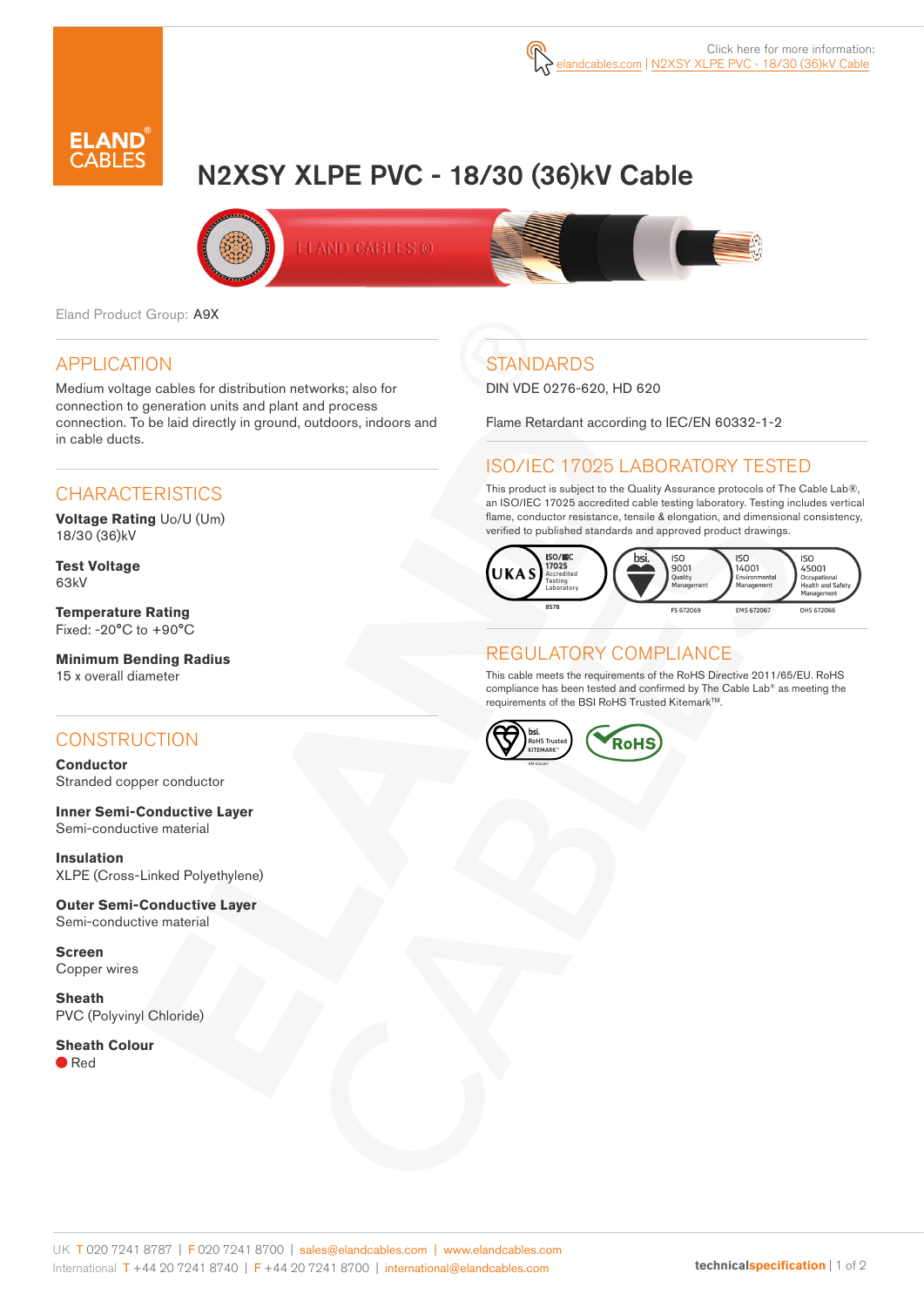Click here for more information: elandcables.com | N2XSY XLPE PVC - 18/30 (36)kV Cable

# N2XSY XLPE PVC - 18/30 (36)kV Cable

Eland Product Group: A9X

## APPLICATION

Medium voltage cables for distribution networks; also for connection to generation units and plant and process connection. To be laid directly in ground, outdoors, indoors and in cable ducts.

## CHARACTERISTICS

**Voltage Rating** Uo/U (Um)
18/30 (36)kV

**Test Voltage**
63kV

**Temperature Rating**
Fixed: -20°C to +90°C

**Minimum Bending Radius**
15 x overall diameter

## CONSTRUCTION

**Conductor**
Stranded copper conductor

**Inner Semi-Conductive Layer**
Semi-conductive material

**Insulation**
XLPE (Cross-Linked Polyethylene)

**Outer Semi-Conductive Layer**
Semi-conductive material

**Screen**
Copper wires

**Sheath**
PVC (Polyvinyl Chloride)

**Sheath Colour**
Red

## STANDARDS

DIN VDE 0276-620, HD 620

Flame Retardant according to IEC/EN 60332-1-2

## ISO/IEC 17025 LABORATORY TESTED

This product is subject to the Quality Assurance protocols of The Cable Lab®, an ISO/IEC 17025 accredited cable testing laboratory. Testing includes vertical flame, conductor resistance, tensile & elongation, and dimensional consistency, verified to published standards and approved product drawings.

UKAS ISO/IEC 17025 Accredited Testing Laboratory 8578 | bsi. ISO 9001 Quality Management FS 672069 | ISO 14001 Environmental Management EMS 672067 | ISO 45001 Occupational Health and Safety Management OHS 672066

## REGULATORY COMPLIANCE

This cable meets the requirements of the RoHS Directive 2011/65/EU. RoHS compliance has been tested and confirmed by The Cable Lab® as meeting the requirements of the BSI RoHS Trusted Kitemark™.

bsi. RoHS Trusted KITEMARK™ | RoHS

UK T 020 7241 8787 | F 020 7241 8700 | sales@elandcables.com | www.elandcables.com
International T +44 20 7241 8740 | F +44 20 7241 8700 | international@elandcables.com

technicalspecification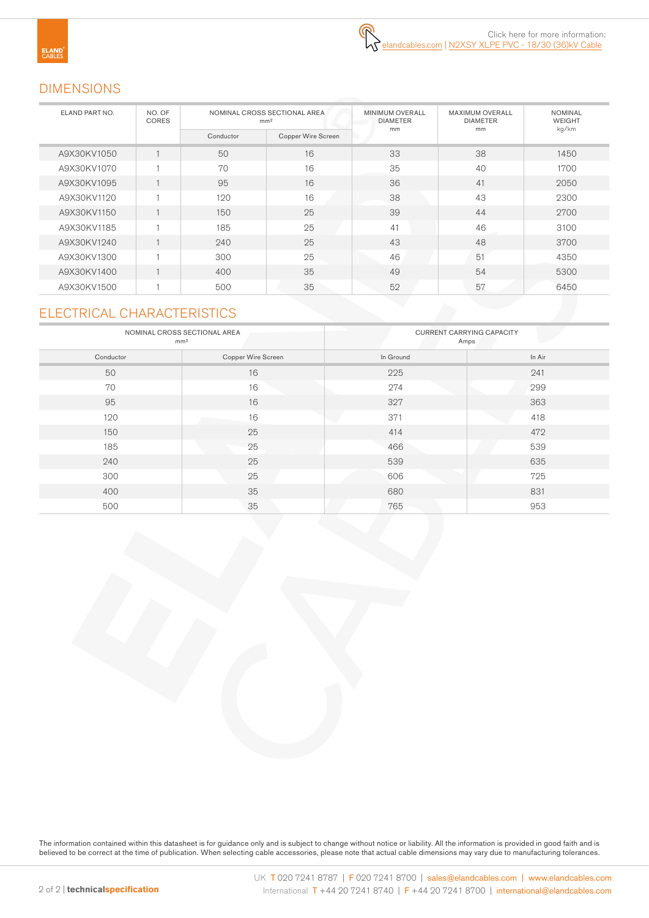Click here for more information: elandcables.com | N2XSY XLPE PVC - 18/30 (36)kV Cable

## DIMENSIONS

| ELAND PART NO. | NO. OF CORES | NOMINAL CROSS SECTIONAL AREA mm² | | MINIMUM OVERALL DIAMETER mm | MAXIMUM OVERALL DIAMETER mm | NOMINAL WEIGHT kg/km |
|---|---|---|---|---|---|---|
| | | Conductor | Copper Wire Screen | | | |
| A9X30KV1050 | 1 | 50 | 16 | 33 | 38 | 1450 |
| A9X30KV1070 | 1 | 70 | 16 | 35 | 40 | 1700 |
| A9X30KV1095 | 1 | 95 | 16 | 36 | 41 | 2050 |
| A9X30KV1120 | 1 | 120 | 16 | 38 | 43 | 2300 |
| A9X30KV1150 | 1 | 150 | 25 | 39 | 44 | 2700 |
| A9X30KV1185 | 1 | 185 | 25 | 41 | 46 | 3100 |
| A9X30KV1240 | 1 | 240 | 25 | 43 | 48 | 3700 |
| A9X30KV1300 | 1 | 300 | 25 | 46 | 51 | 4350 |
| A9X30KV1400 | 1 | 400 | 35 | 49 | 54 | 5300 |
| A9X30KV1500 | 1 | 500 | 35 | 52 | 57 | 6450 |

## ELECTRICAL CHARACTERISTICS

| NOMINAL CROSS SECTIONAL AREA mm² | | CURRENT CARRYING CAPACITY Amps | |
|---|---|---|---|
| Conductor | Copper Wire Screen | In Ground | In Air |
| 50 | 16 | 225 | 241 |
| 70 | 16 | 274 | 299 |
| 95 | 16 | 327 | 363 |
| 120 | 16 | 371 | 418 |
| 150 | 25 | 414 | 472 |
| 185 | 25 | 466 | 539 |
| 240 | 25 | 539 | 635 |
| 300 | 25 | 606 | 725 |
| 400 | 35 | 680 | 831 |
| 500 | 35 | 765 | 953 |

The information contained within this datasheet is for guidance only and is subject to change without notice or liability. All the information is provided in good faith and is believed to be correct at the time of publication. When selecting cable accessories, please note that actual cable dimensions may vary due to manufacturing tolerances.

UK T 020 7241 8787 | F 020 7241 8700 | sales@elandcables.com | www.elandcables.com
International T +44 20 7241 8740 | F +44 20 7241 8700 | international@elandcables.com